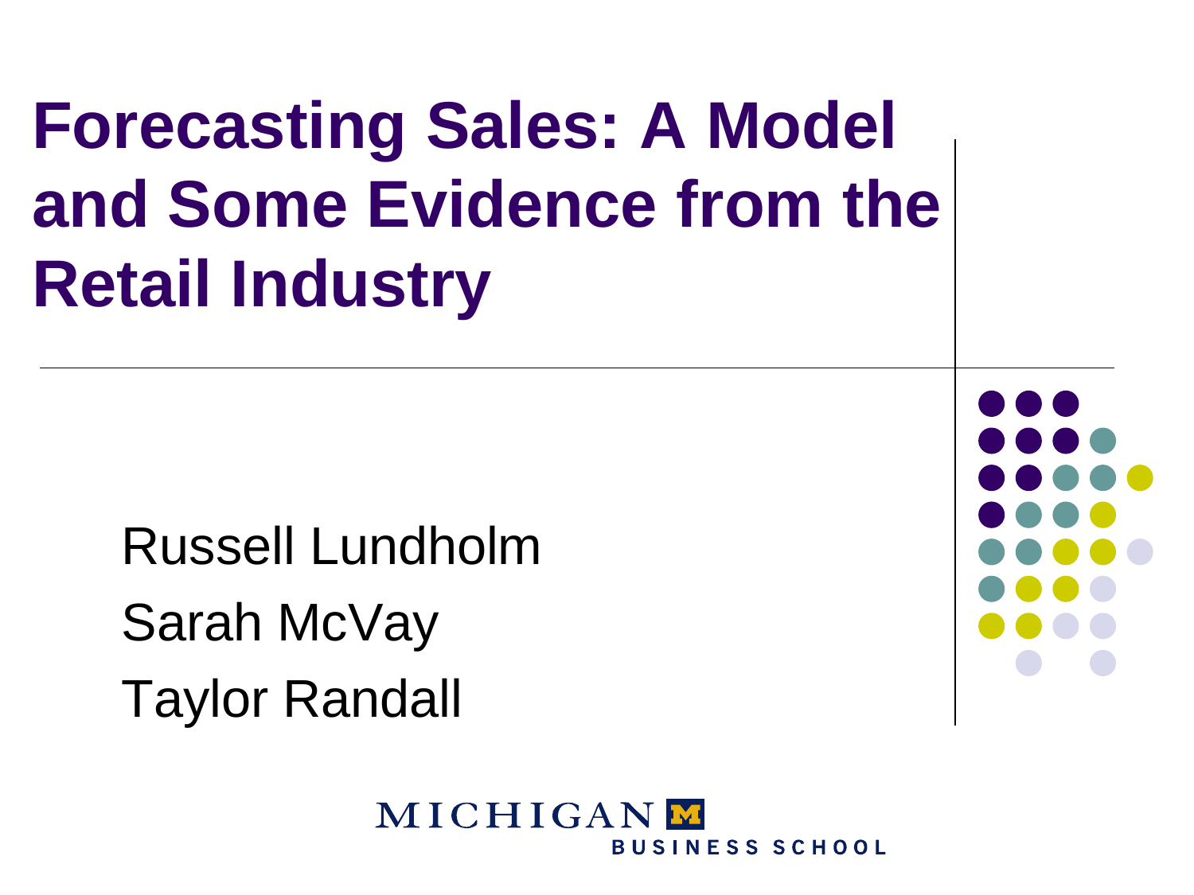# Forecasting Sales: A Model and Some Evidence from the Retail Industry

Russell Lundholm

Sarah McVay

Taylor Randall

MICHIGAN BUSINESS SCHOOL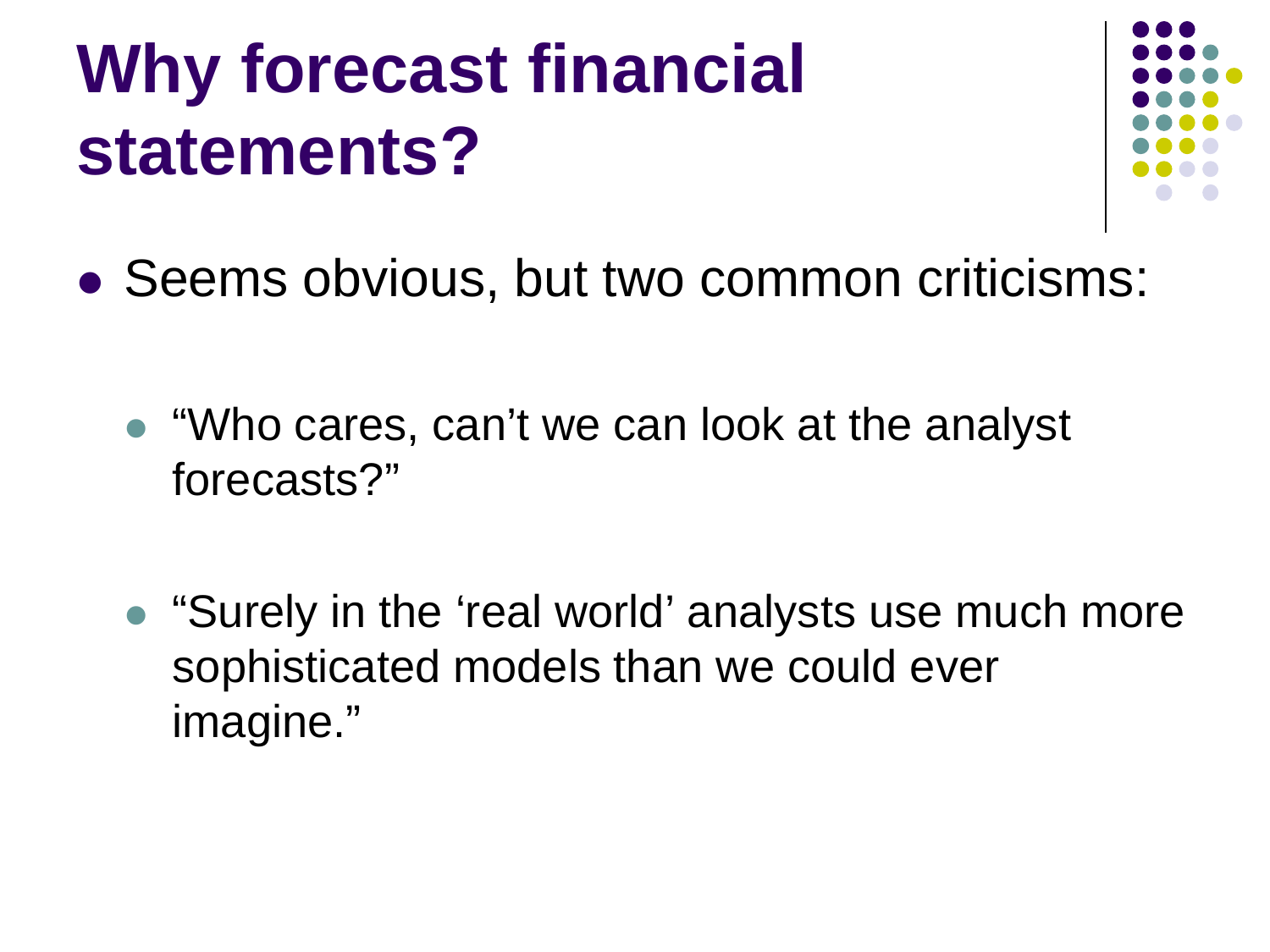# Why forecast financial statements?

- Seems obvious, but two common criticisms:
  - "Who cares, can't we can look at the analyst forecasts?"
  - "Surely in the 'real world' analysts use much more sophisticated models than we could ever imagine."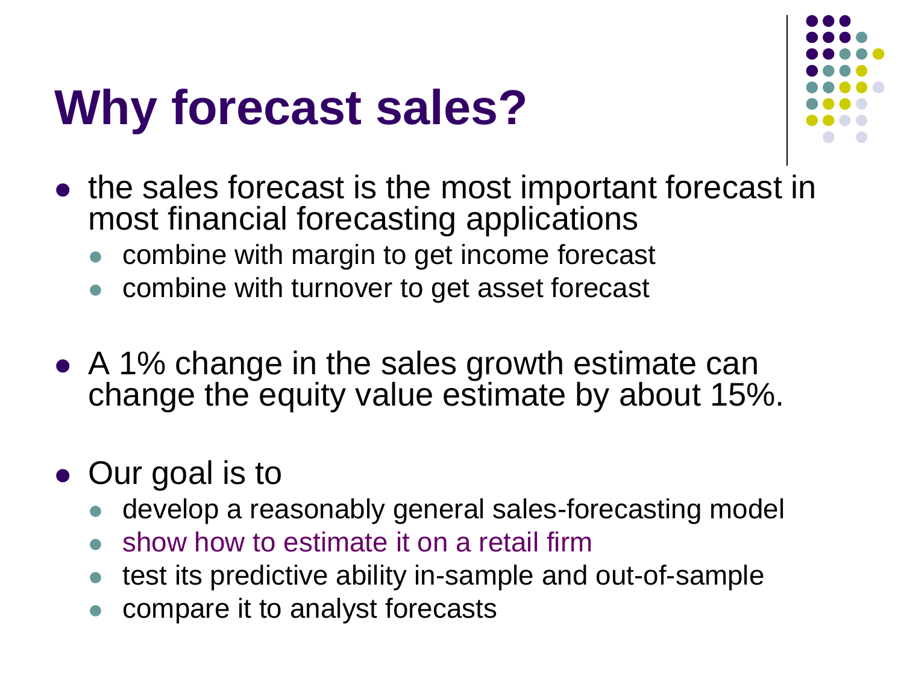# Why forecast sales?

- the sales forecast is the most important forecast in most financial forecasting applications
  - combine with margin to get income forecast
  - combine with turnover to get asset forecast
- A 1% change in the sales growth estimate can change the equity value estimate by about 15%.
- Our goal is to
  - develop a reasonably general sales-forecasting model
  - show how to estimate it on a retail firm
  - test its predictive ability in-sample and out-of-sample
  - compare it to analyst forecasts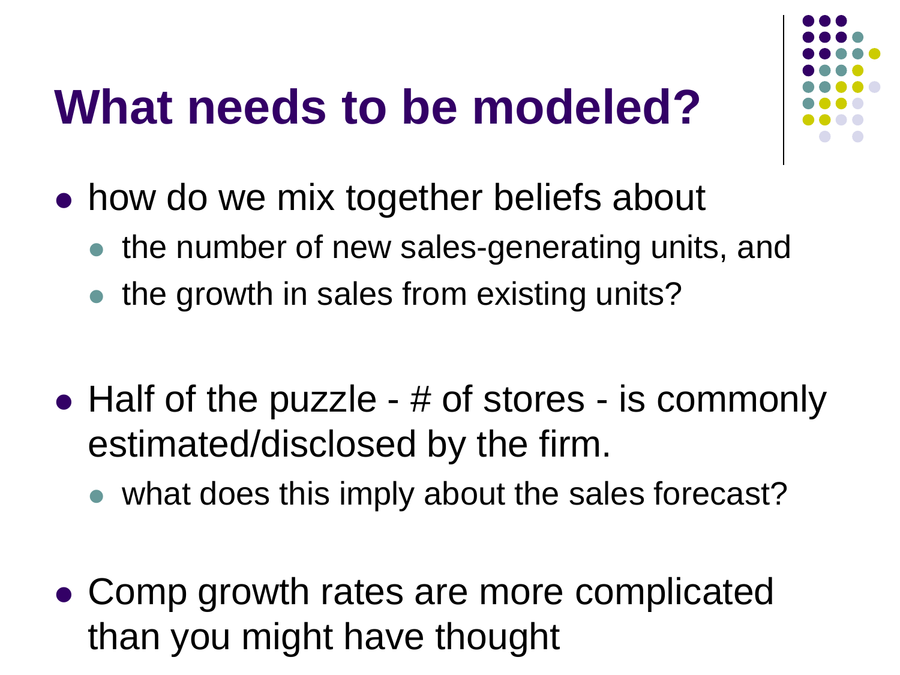# What needs to be modeled?

- how do we mix together beliefs about
  - the number of new sales-generating units, and
  - the growth in sales from existing units?

- Half of the puzzle - # of stores - is commonly estimated/disclosed by the firm.
  - what does this imply about the sales forecast?

- Comp growth rates are more complicated than you might have thought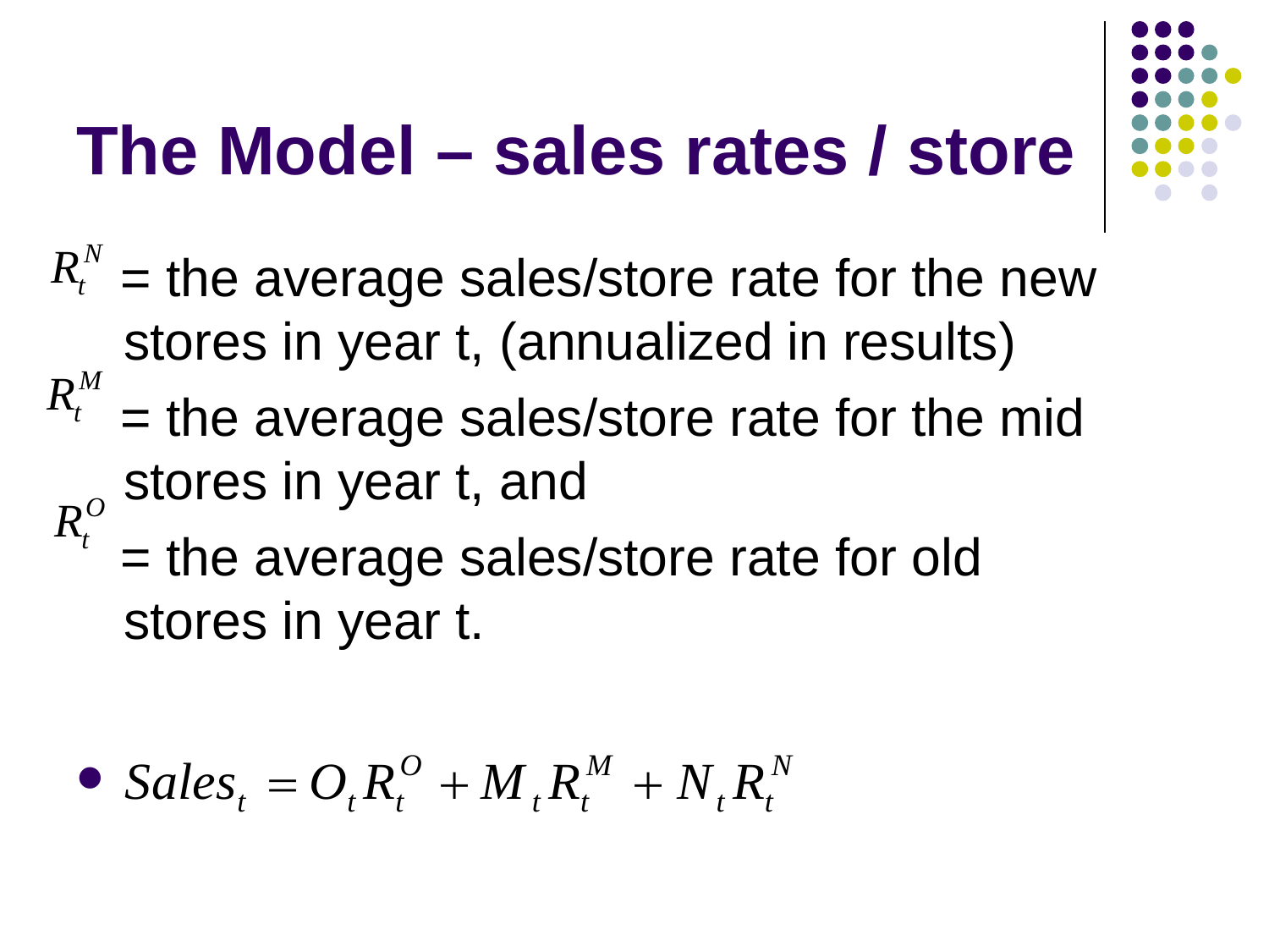# The Model – sales rates / store

$R_t^N$ = the average sales/store rate for the new stores in year t, (annualized in results)

$R_t^M$ = the average sales/store rate for the mid stores in year t, and

$R_t^O$ = the average sales/store rate for old stores in year t.

- $Sales_t = O_t R_t^O + M_t R_t^M + N_t R_t^N$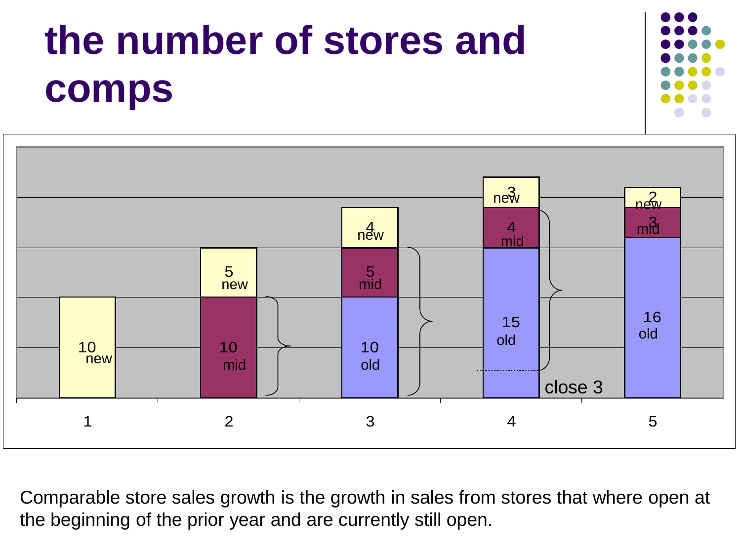# the number of stores and comps

| | 1 | 2 | 3 | 4 | 5 |
|---|---|---|---|---|---|
| new | 10 | 5 | 4 | 3 | 2 |
| mid | | 10 | 5 | 4 | 3 |
| old | | | 10 | 15 | 16 |

close 3

Comparable store sales growth is the growth in sales from stores that where open at the beginning of the prior year and are currently still open.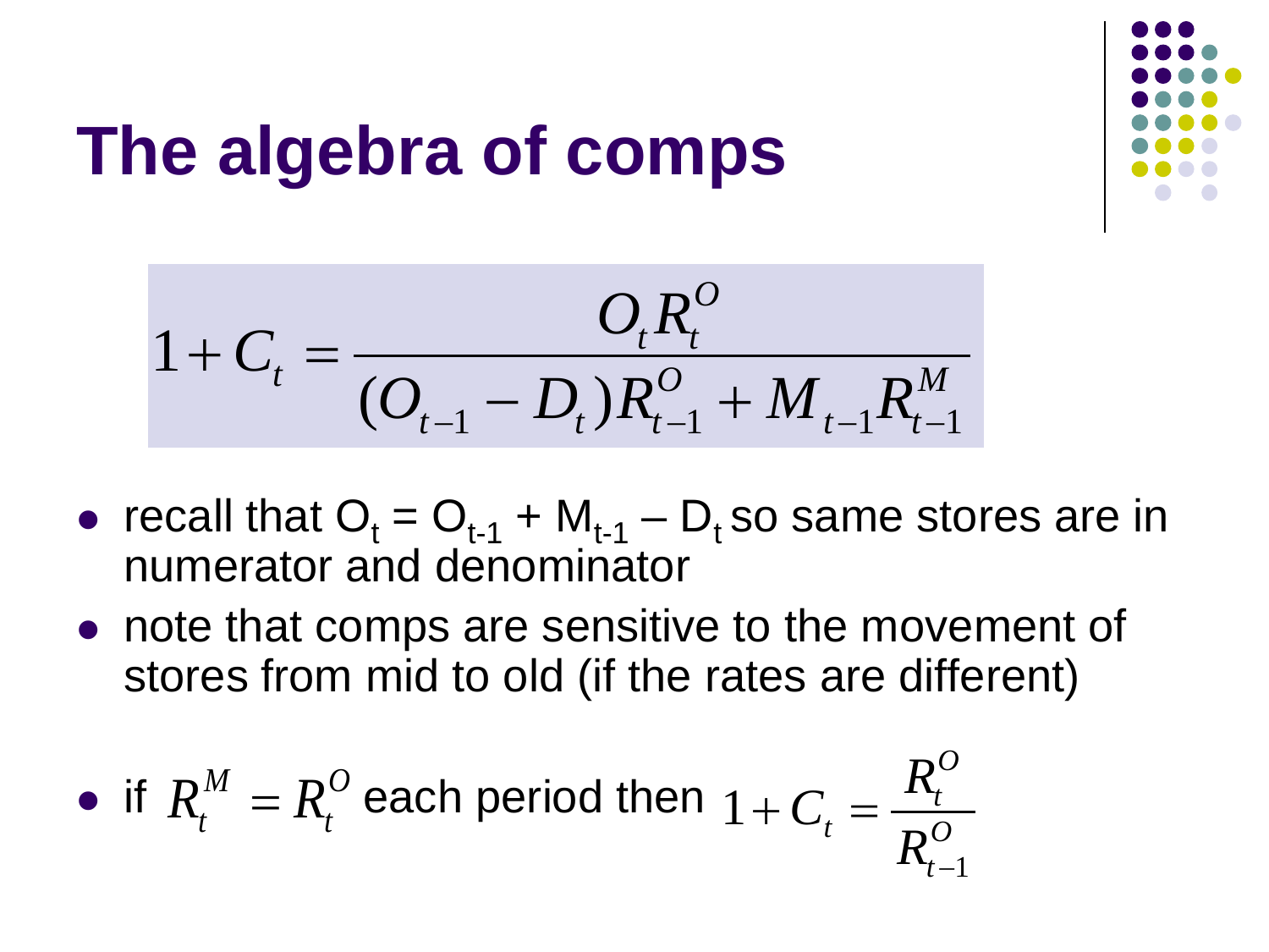# The algebra of comps

$$1 + C_t = \frac{O_t R_t^O}{(O_{t-1} - D_t) R_{t-1}^O + M_{t-1} R_{t-1}^M}$$

- recall that $O_t = O_{t-1} + M_{t-1} - D_t$ so same stores are in numerator and denominator
- note that comps are sensitive to the movement of stores from mid to old (if the rates are different)
- if $R_t^M = R_t^O$ each period then $1 + C_t = \frac{R_t^O}{R_{t-1}^O}$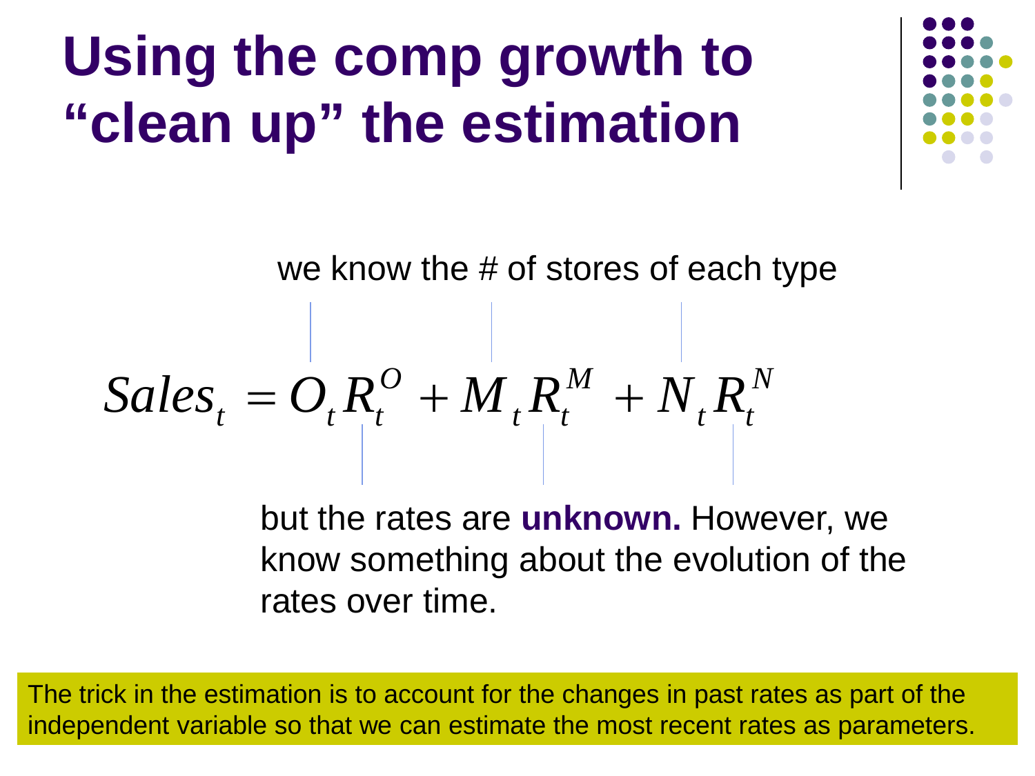# Using the comp growth to "clean up" the estimation

we know the # of stores of each type

$$Sales_t = O_t R_t^O + M_t R_t^M + N_t R_t^N$$

but the rates are **unknown.** However, we know something about the evolution of the rates over time.

The trick in the estimation is to account for the changes in past rates as part of the independent variable so that we can estimate the most recent rates as parameters.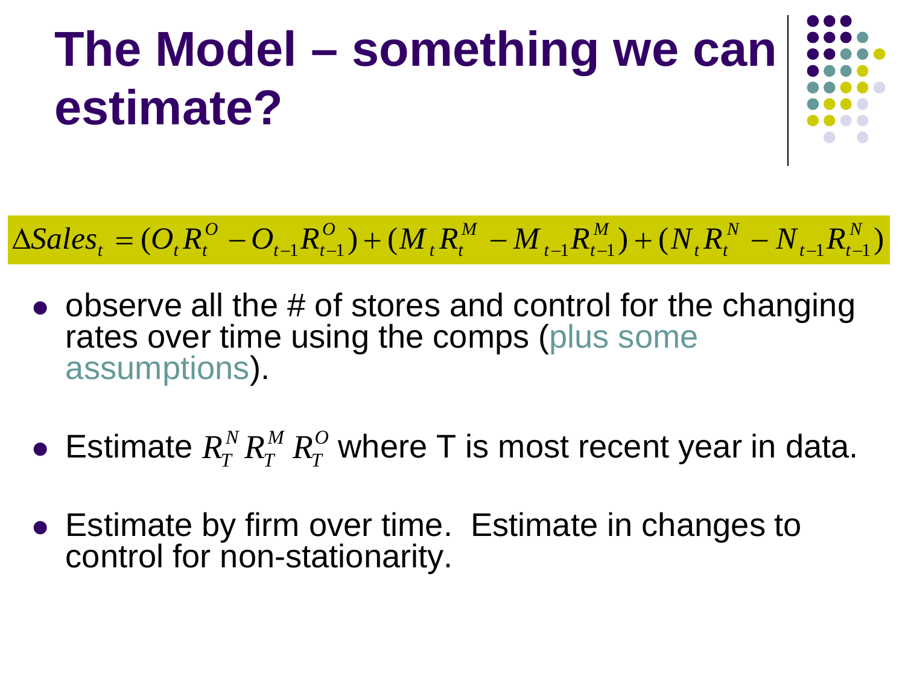# The Model – something we can estimate?

$$\Delta Sales_t = (O_t R_t^O - O_{t-1} R_{t-1}^O) + (M_t R_t^M - M_{t-1} R_{t-1}^M) + (N_t R_t^N - N_{t-1} R_{t-1}^N)$$

- observe all the # of stores and control for the changing rates over time using the comps (plus some assumptions).
- Estimate $R_T^N R_T^M R_T^O$ where T is most recent year in data.
- Estimate by firm over time. Estimate in changes to control for non-stationarity.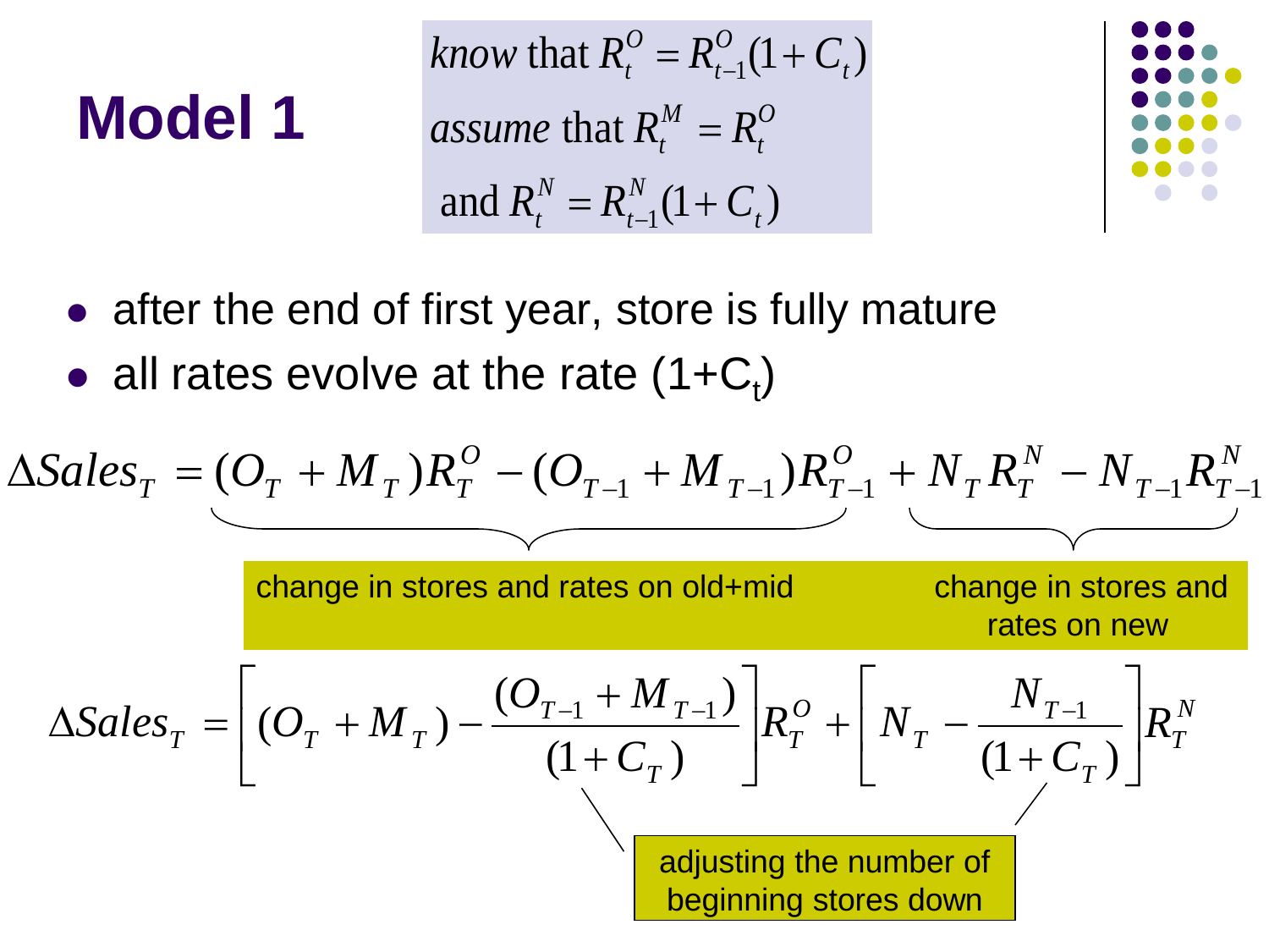# Model 1

$$\textit{know} \text{ that } R_t^O = R_{t-1}^O(1+C_t)$$

$$\textit{assume} \text{ that } R_t^M = R_t^O$$

$$\text{and } R_t^N = R_{t-1}^N(1+C_t)$$

- after the end of first year, store is fully mature
- all rates evolve at the rate $(1+C_t)$

$$\Delta Sales_T = \underbrace{(O_T + M_T)R_T^O - (O_{T-1} + M_{T-1})R_{T-1}^O}_{\text{change in stores and rates on old+mid}} + \underbrace{N_T R_T^N - N_{T-1}R_{T-1}^N}_{\text{change in stores and rates on new}}$$

$$\Delta Sales_T = \left[(O_T + M_T) - \frac{(O_{T-1} + M_{T-1})}{(1+C_T)}\right]R_T^O + \left[N_T - \frac{N_{T-1}}{(1+C_T)}\right]R_T^N$$

adjusting the number of beginning stores down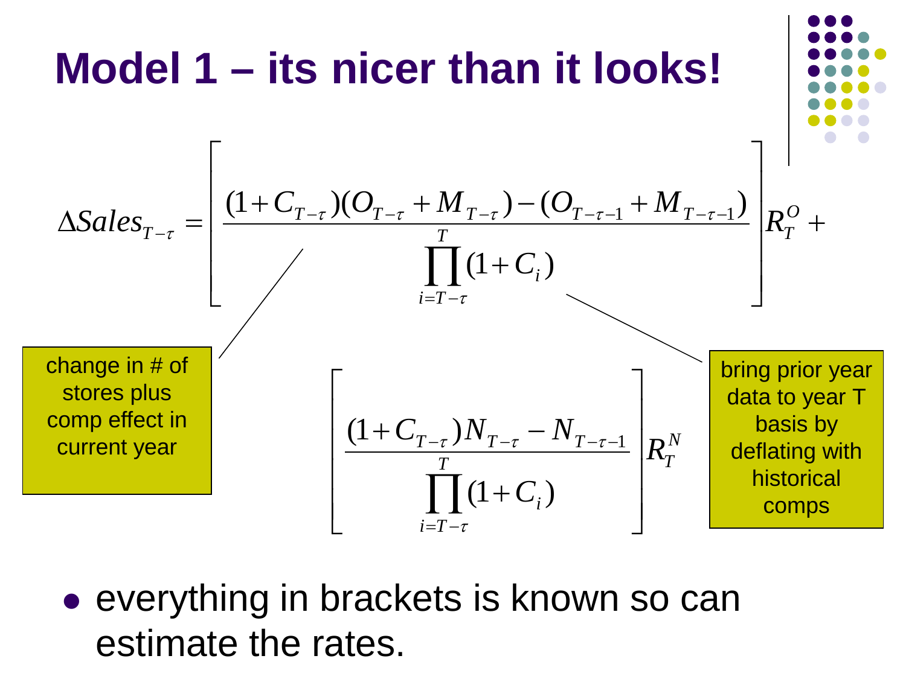# Model 1 – its nicer than it looks!

$$\Delta Sales_{T-\tau} = \left[ \frac{(1+C_{T-\tau})(O_{T-\tau}+M_{T-\tau})-(O_{T-\tau-1}+M_{T-\tau-1})}{\prod_{i=T-\tau}^{T}(1+C_i)} \right] R_T^O +$$

$$\left[ \frac{(1+C_{T-\tau})N_{T-\tau}-N_{T-\tau-1}}{\prod_{i=T-\tau}^{T}(1+C_i)} \right] R_T^N$$

change in # of stores plus comp effect in current year

bring prior year data to year T basis by deflating with historical comps

- everything in brackets is known so can estimate the rates.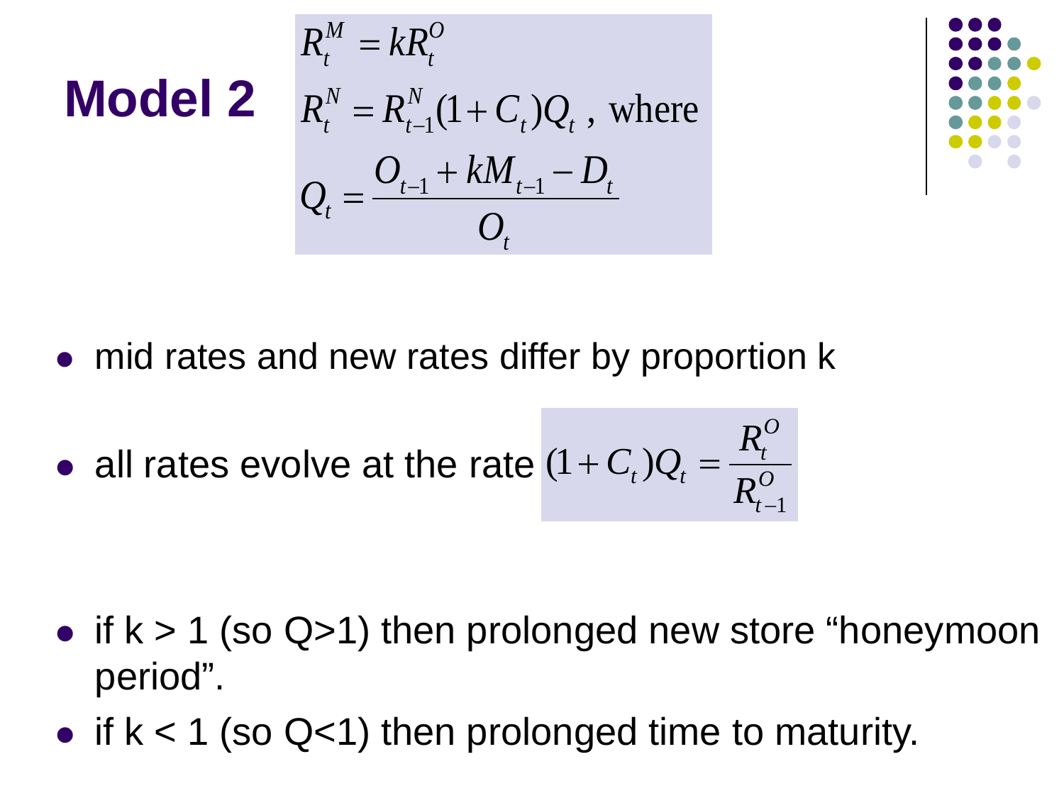# Model 2

$$R_t^M = kR_t^O$$

$$R_t^N = R_{t-1}^N(1 + C_t)Q_t \text{ , where}$$

$$Q_t = \frac{O_{t-1} + kM_{t-1} - D_t}{O_t}$$

- mid rates and new rates differ by proportion k
- all rates evolve at the rate $(1 + C_t)Q_t = \frac{R_t^O}{R_{t-1}^O}$
- if k > 1 (so Q>1) then prolonged new store "honeymoon period".
- if k < 1 (so Q<1) then prolonged time to maturity.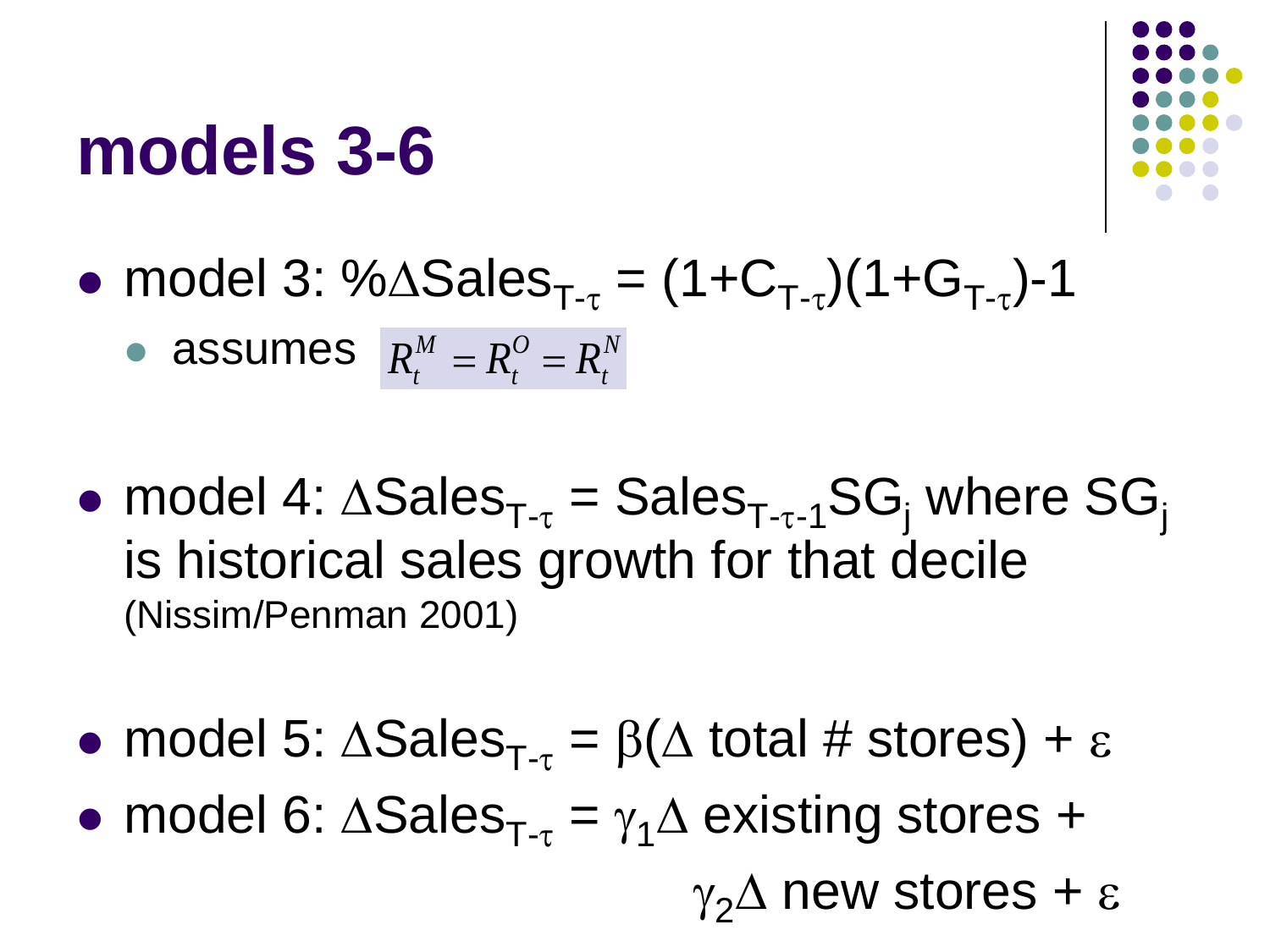# models 3-6

- model 3: $\%\Delta Sales_{T-\tau} = (1+C_{T-\tau})(1+G_{T-\tau})-1$
  - assumes $R_t^M = R_t^O = R_t^N$

- model 4: $\Delta Sales_{T-\tau} = Sales_{T-\tau-1}SG_j$ where $SG_j$ is historical sales growth for that decile (Nissim/Penman 2001)

- model 5: $\Delta Sales_{T-\tau} = \beta(\Delta \text{ total \# stores}) + \varepsilon$
- model 6: $\Delta Sales_{T-\tau} = \gamma_1 \Delta \text{ existing stores} + \gamma_2 \Delta \text{ new stores} + \varepsilon$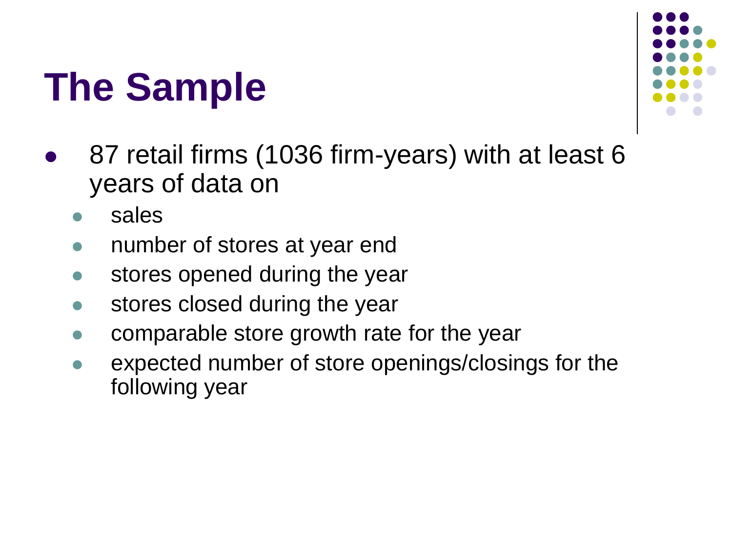# The Sample

- 87 retail firms (1036 firm-years) with at least 6 years of data on
  - sales
  - number of stores at year end
  - stores opened during the year
  - stores closed during the year
  - comparable store growth rate for the year
  - expected number of store openings/closings for the following year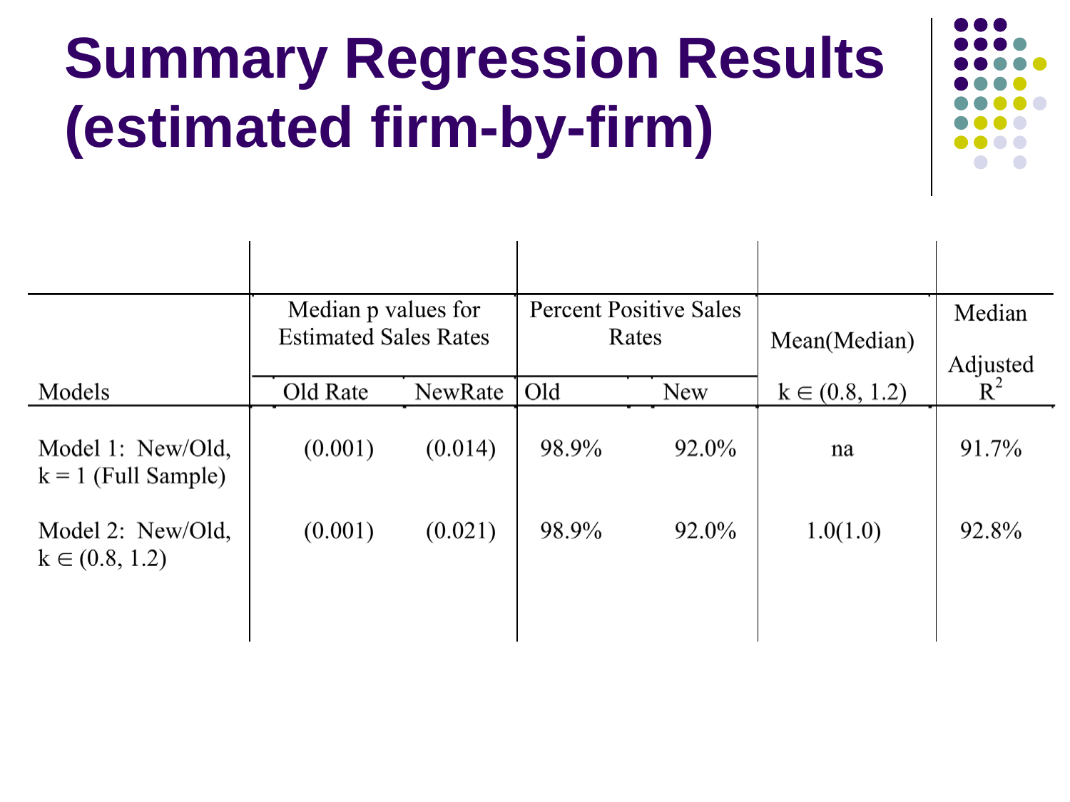# Summary Regression Results (estimated firm-by-firm)

| Models | Median p values for Estimated Sales Rates | | Percent Positive Sales Rates | | Mean(Median) | Median Adjusted $R^2$ |
|---|---|---|---|---|---|---|
| | Old Rate | NewRate | Old | New | $k \in (0.8, 1.2)$ | |
| Model 1: New/Old, $k = 1$ (Full Sample) | (0.001) | (0.014) | 98.9% | 92.0% | na | 91.7% |
| Model 2: New/Old, $k \in (0.8, 1.2)$ | (0.001) | (0.021) | 98.9% | 92.0% | 1.0(1.0) | 92.8% |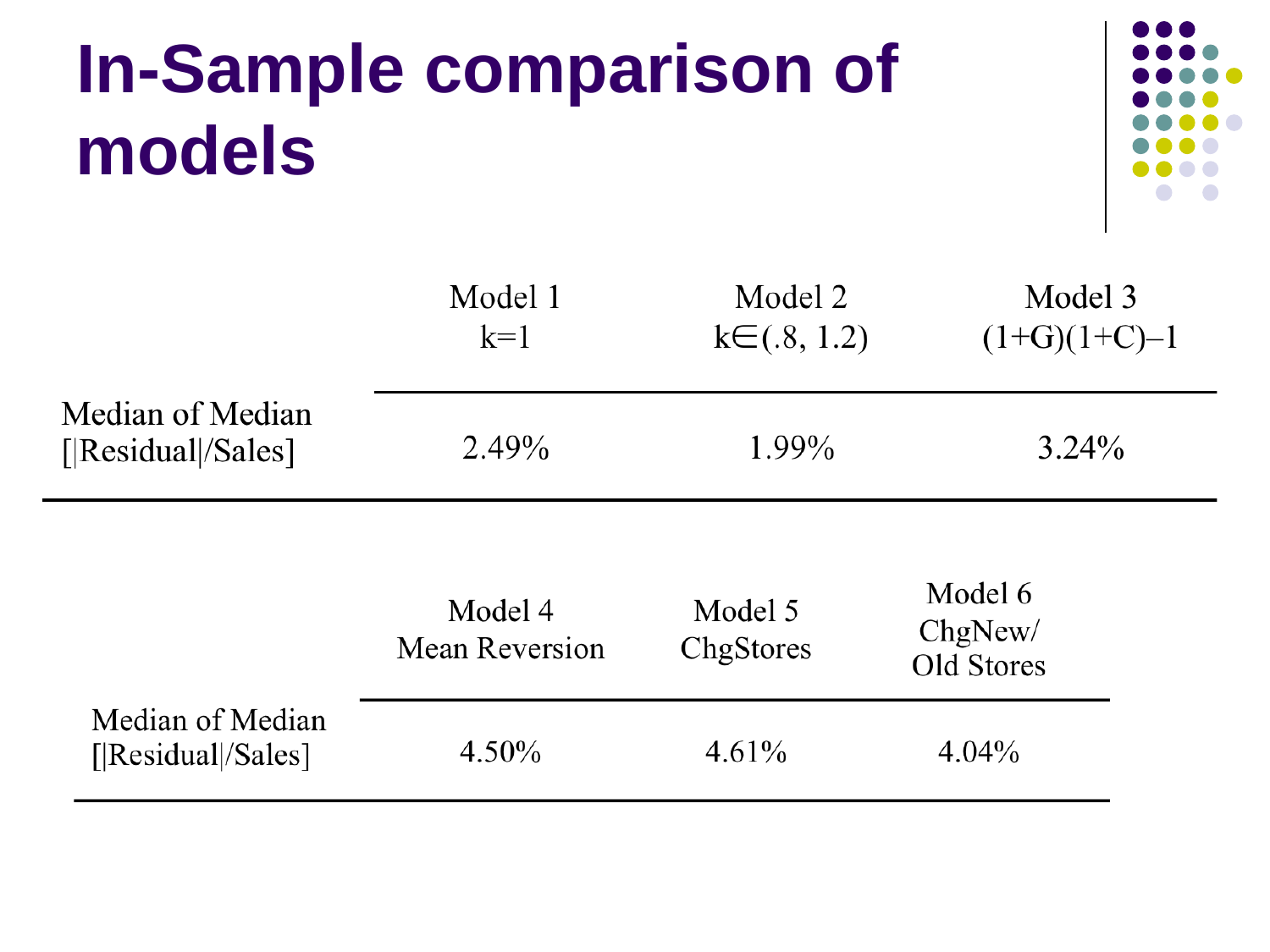# In-Sample comparison of models

| | Model 1<br>k=1 | Model 2<br>k∈(.8, 1.2) | Model 3<br>(1+G)(1+C)–1 |
|---|---|---|---|
| Median of Median [\|Residual\|/Sales] | 2.49% | 1.99% | 3.24% |

| | Model 4<br>Mean Reversion | Model 5<br>ChgStores | Model 6<br>ChgNew/ Old Stores |
|---|---|---|---|
| Median of Median [\|Residual\|/Sales] | 4.50% | 4.61% | 4.04% |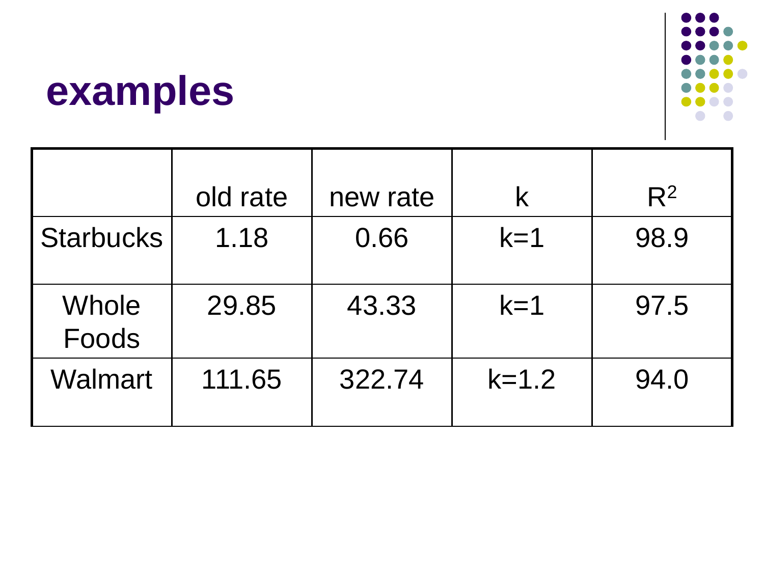# examples

| | old rate | new rate | k | $R^2$ |
|---|---|---|---|---|
| Starbucks | 1.18 | 0.66 | k=1 | 98.9 |
| Whole Foods | 29.85 | 43.33 | k=1 | 97.5 |
| Walmart | 111.65 | 322.74 | k=1.2 | 94.0 |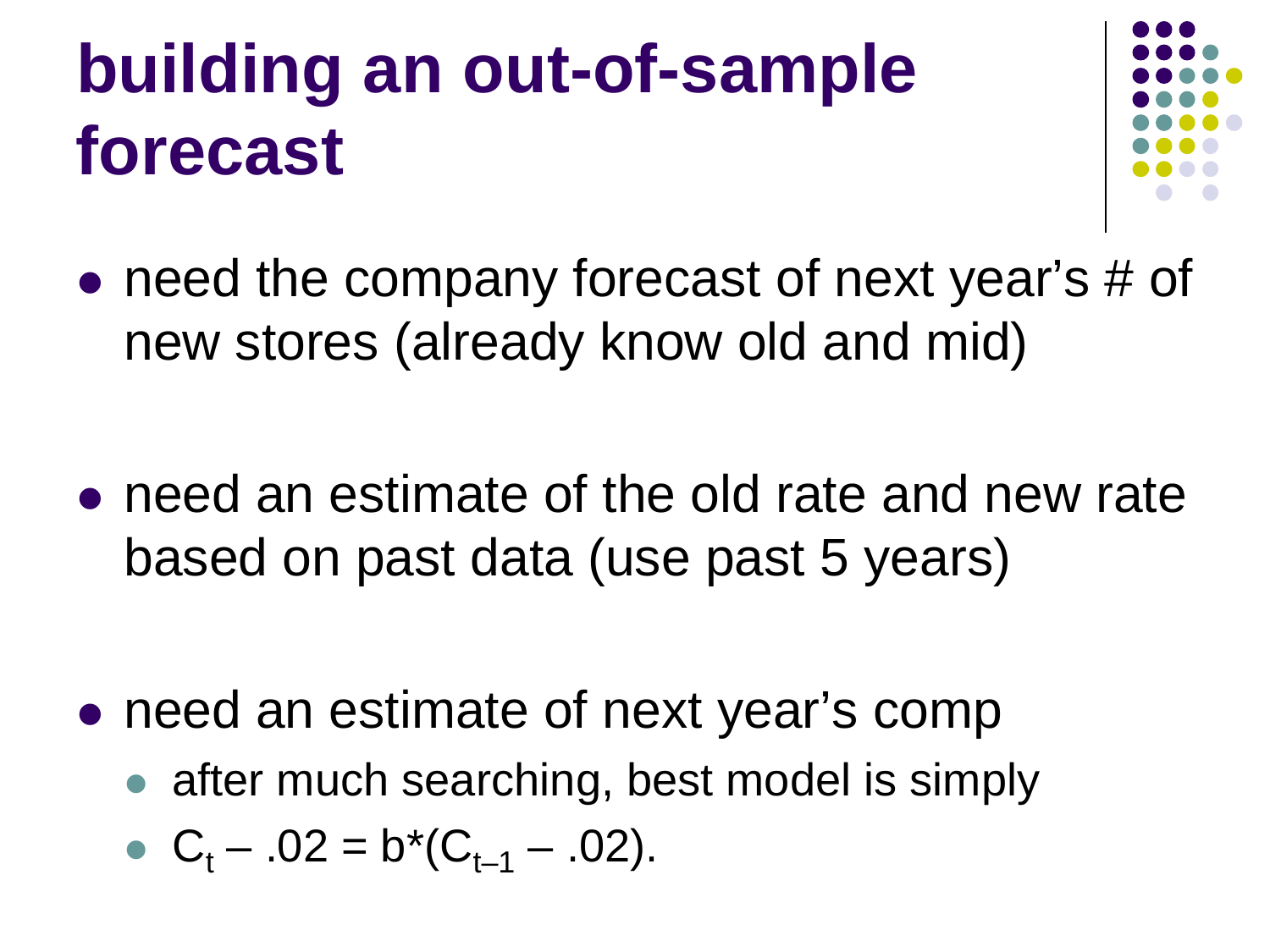# building an out-of-sample forecast

- need the company forecast of next year's # of new stores (already know old and mid)

- need an estimate of the old rate and new rate based on past data (use past 5 years)

- need an estimate of next year's comp
  - after much searching, best model is simply
  - $C_t - .02 = b*(C_{t-1} - .02)$.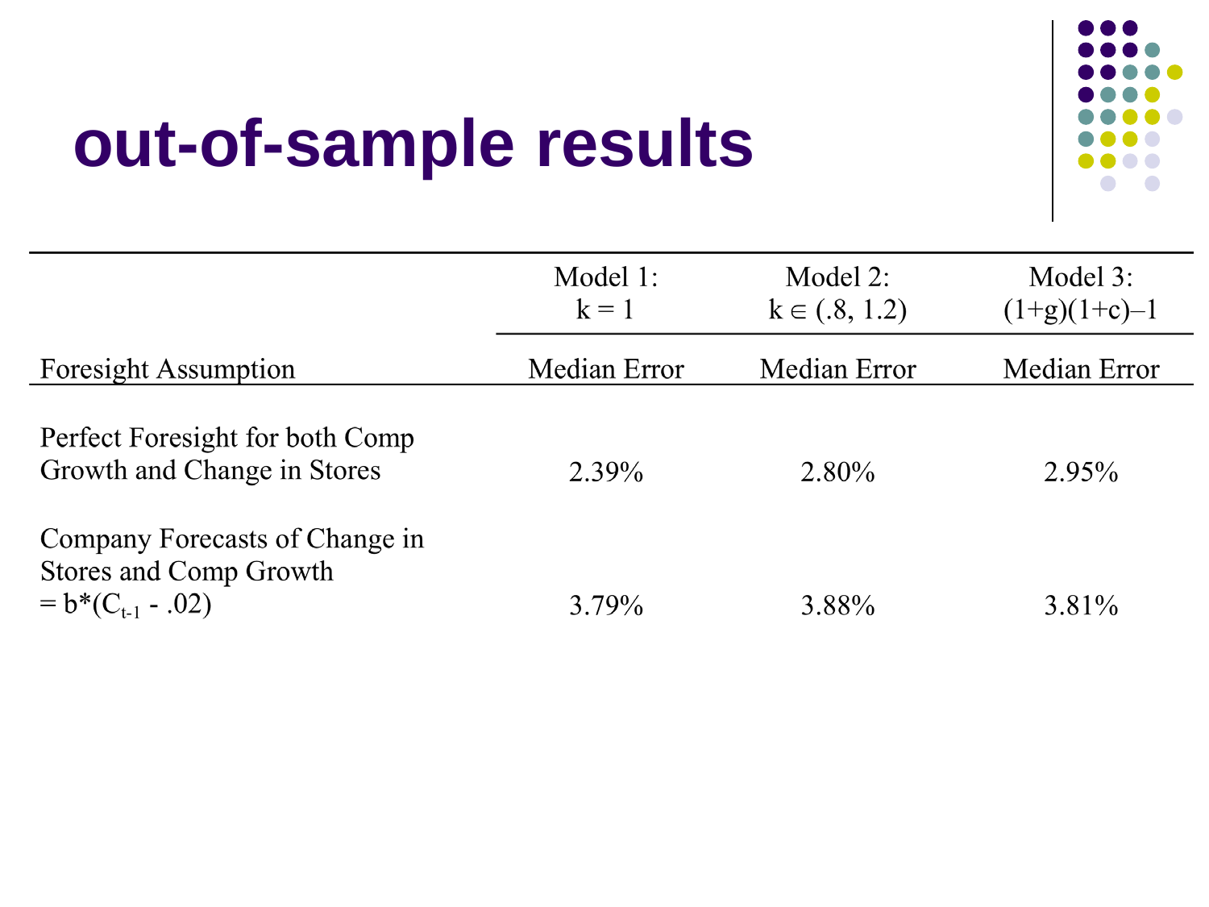# out-of-sample results

| Foresight Assumption | Model 1: $k = 1$ Median Error | Model 2: $k \in (.8, 1.2)$ Median Error | Model 3: $(1+g)(1+c)–1$ Median Error |
|---|---|---|---|
| Perfect Foresight for both Comp Growth and Change in Stores | 2.39% | 2.80% | 2.95% |
| Company Forecasts of Change in Stores and Comp Growth $= b*(C_{t-1} - .02)$ | 3.79% | 3.88% | 3.81% |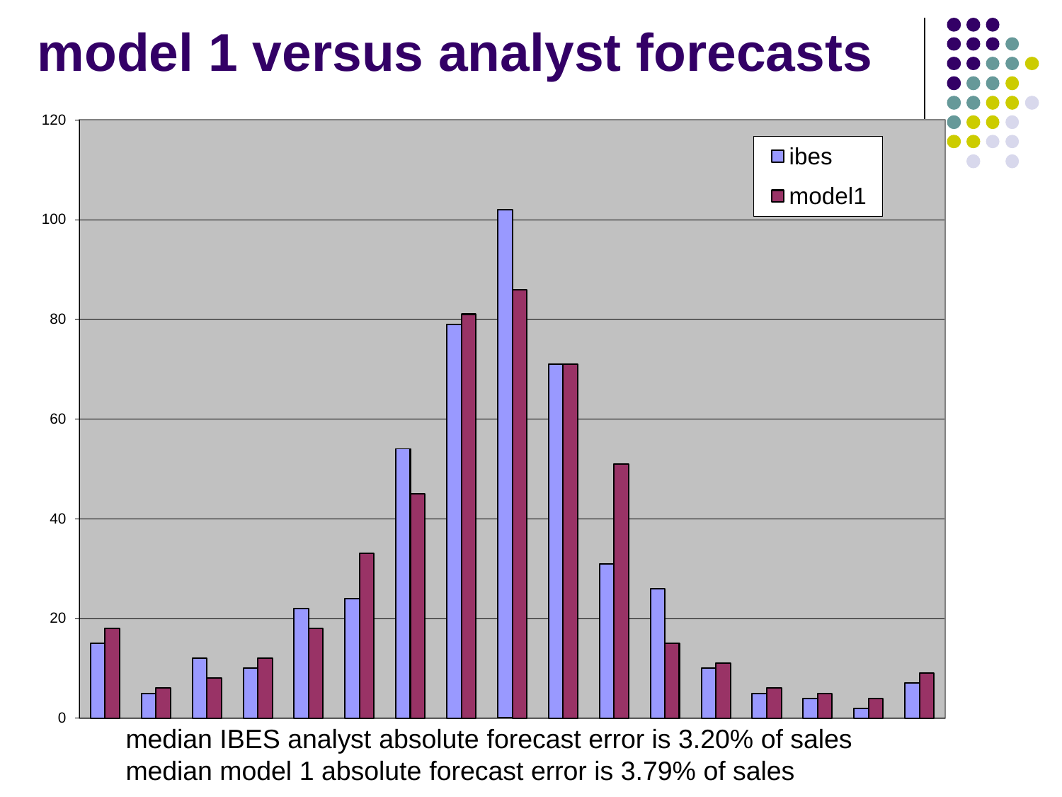# model 1 versus analyst forecasts

| | ibes | model1 |
|---|---|---|
| 1 | 15 | 18 |
| 2 | 5 | 6 |
| 3 | 12 | 8 |
| 4 | 10 | 12 |
| 5 | 22 | 18 |
| 6 | 24 | 33 |
| 7 | 54 | 45 |
| 8 | 79 | 81 |
| 9 | 102 | 86 |
| 10 | 71 | 71 |
| 11 | 31 | 51 |
| 12 | 26 | 15 |
| 13 | 10 | 11 |
| 14 | 5 | 6 |
| 15 | 4 | 5 |
| 16 | 2 | 4 |
| 17 | 7 | 9 |

median IBES analyst absolute forecast error is 3.20% of sales
median model 1 absolute forecast error is 3.79% of sales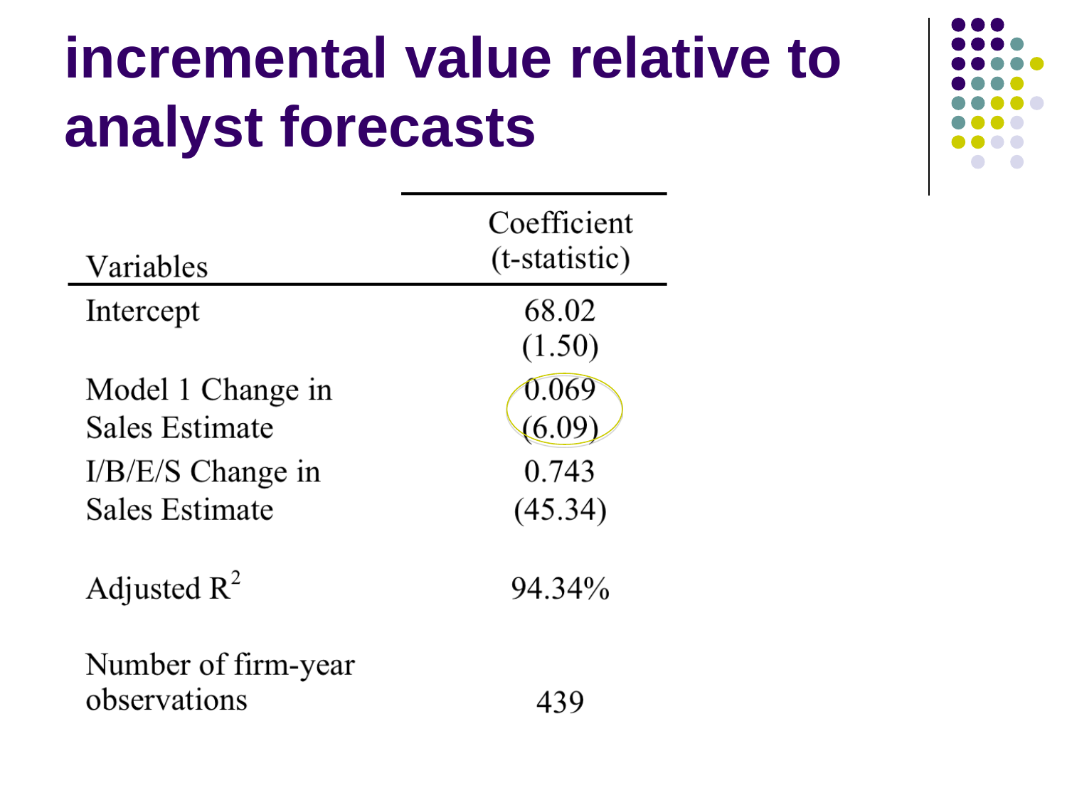# incremental value relative to analyst forecasts

| Variables | Coefficient (t-statistic) |
|---|---|
| Intercept | 68.02 (1.50) |
| Model 1 Change in Sales Estimate | 0.069 (6.09) |
| I/B/E/S Change in Sales Estimate | 0.743 (45.34) |
| Adjusted $R^2$ | 94.34% |
| Number of firm-year observations | 439 |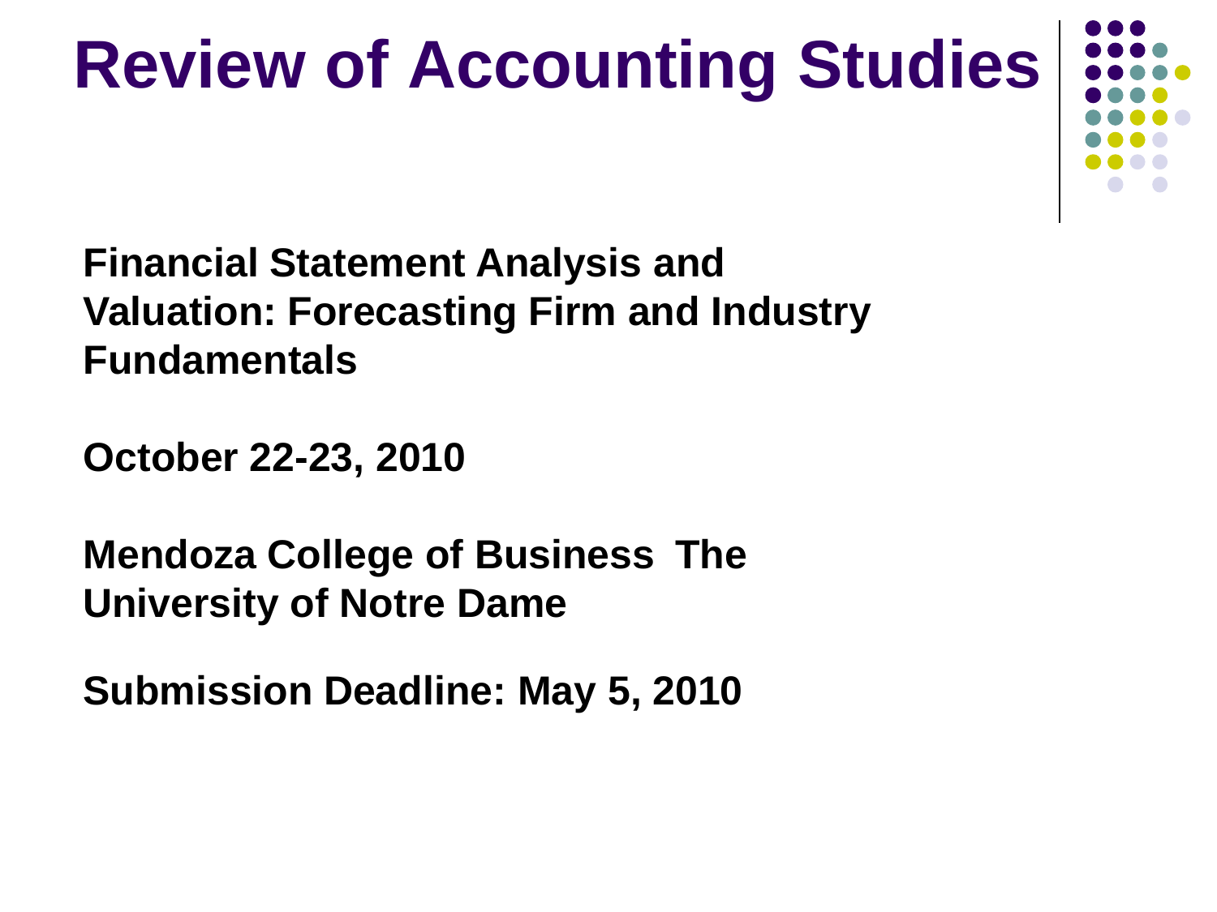# Review of Accounting Studies

**Financial Statement Analysis and Valuation: Forecasting Firm and Industry Fundamentals**

**October 22-23, 2010**

**Mendoza College of Business The University of Notre Dame**

**Submission Deadline: May 5, 2010**